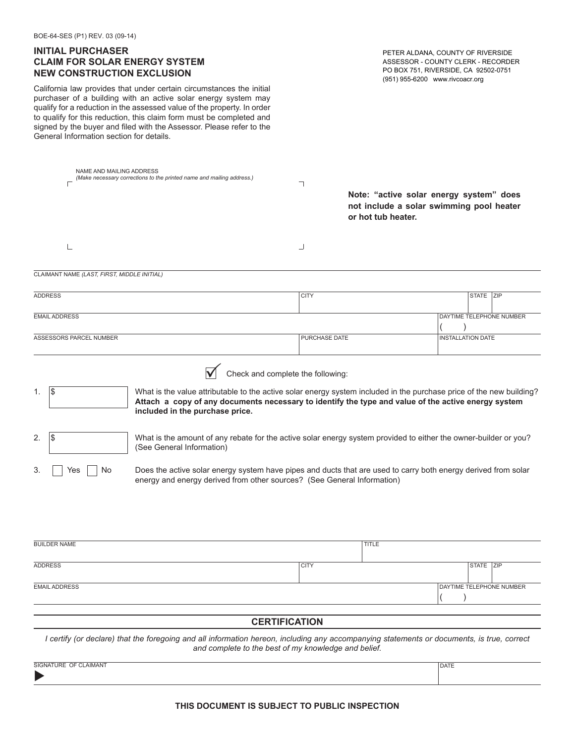BOE-64-SES (P1) REV. 03 (09-14)

# INITIAL PURCHASER CLAIM FOR SOLAR ENERGY SYSTEM NEW CONSTRUCTION EXCLUSION

PETER ALDANA, COUNTY OF RIVERSIDE
ASSESSOR - COUNTY CLERK - RECORDER
PO BOX 751, RIVERSIDE, CA 92502-0751
(951) 955-6200 www.rivcoacr.org

California law provides that under certain circumstances the initial purchaser of a building with an active solar energy system may qualify for a reduction in the assessed value of the property. In order to qualify for this reduction, this claim form must be completed and signed by the buyer and filed with the Assessor. Please refer to the General Information section for details.

NAME AND MAILING ADDRESS
*(Make necessary corrections to the printed name and mailing address.)*

**Note: "active solar energy system" does not include a solar swimming pool heater or hot tub heater.**

| CLAIMANT NAME *(LAST, FIRST, MIDDLE INITIAL)* | | | |
|---|---|---|---|
| ADDRESS | CITY | STATE | ZIP |
| EMAIL ADDRESS | | DAYTIME TELEPHONE NUMBER ( ) | |
| ASSESSORS PARCEL NUMBER | PURCHASE DATE | INSTALLATION DATE | |

☑ Check and complete the following:

1. $ ______ What is the value attributable to the active solar energy system included in the purchase price of the new building? **Attach a copy of any documents necessary to identify the type and value of the active energy system included in the purchase price.**

2. $ ______ What is the amount of any rebate for the active solar energy system provided to either the owner-builder or you? (See General Information)

3. ☐ Yes ☐ No Does the active solar energy system have pipes and ducts that are used to carry both energy derived from solar energy and energy derived from other sources? (See General Information)

| BUILDER NAME | TITLE | | |
|---|---|---|---|
| ADDRESS | CITY | STATE | ZIP |
| EMAIL ADDRESS | | DAYTIME TELEPHONE NUMBER ( ) | |

## CERTIFICATION

*I certify (or declare) that the foregoing and all information hereon, including any accompanying statements or documents, is true, correct and complete to the best of my knowledge and belief.*

| SIGNATURE OF CLAIMANT | DATE |
|---|---|
| ▶ | |

**THIS DOCUMENT IS SUBJECT TO PUBLIC INSPECTION**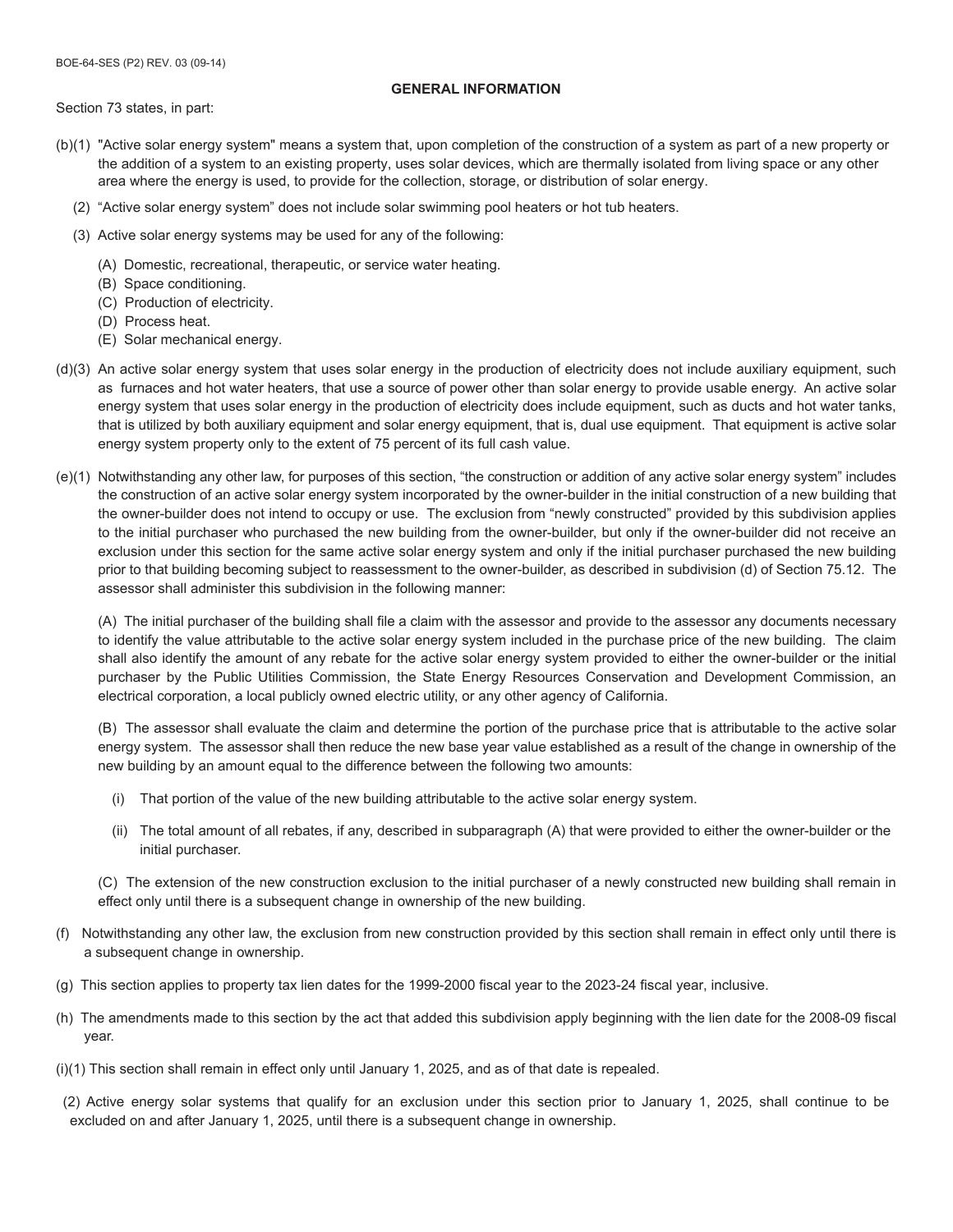## GENERAL INFORMATION

Section 73 states, in part:

(b)(1) "Active solar energy system" means a system that, upon completion of the construction of a system as part of a new property or the addition of a system to an existing property, uses solar devices, which are thermally isolated from living space or any other area where the energy is used, to provide for the collection, storage, or distribution of solar energy.

(2) "Active solar energy system" does not include solar swimming pool heaters or hot tub heaters.

(3) Active solar energy systems may be used for any of the following:

(A) Domestic, recreational, therapeutic, or service water heating.
(B) Space conditioning.
(C) Production of electricity.
(D) Process heat.
(E) Solar mechanical energy.

(d)(3) An active solar energy system that uses solar energy in the production of electricity does not include auxiliary equipment, such as furnaces and hot water heaters, that use a source of power other than solar energy to provide usable energy. An active solar energy system that uses solar energy in the production of electricity does include equipment, such as ducts and hot water tanks, that is utilized by both auxiliary equipment and solar energy equipment, that is, dual use equipment. That equipment is active solar energy system property only to the extent of 75 percent of its full cash value.

(e)(1) Notwithstanding any other law, for purposes of this section, "the construction or addition of any active solar energy system" includes the construction of an active solar energy system incorporated by the owner-builder in the initial construction of a new building that the owner-builder does not intend to occupy or use. The exclusion from "newly constructed" provided by this subdivision applies to the initial purchaser who purchased the new building from the owner-builder, but only if the owner-builder did not receive an exclusion under this section for the same active solar energy system and only if the initial purchaser purchased the new building prior to that building becoming subject to reassessment to the owner-builder, as described in subdivision (d) of Section 75.12. The assessor shall administer this subdivision in the following manner:

(A) The initial purchaser of the building shall file a claim with the assessor and provide to the assessor any documents necessary to identify the value attributable to the active solar energy system included in the purchase price of the new building. The claim shall also identify the amount of any rebate for the active solar energy system provided to either the owner-builder or the initial purchaser by the Public Utilities Commission, the State Energy Resources Conservation and Development Commission, an electrical corporation, a local publicly owned electric utility, or any other agency of California.

(B) The assessor shall evaluate the claim and determine the portion of the purchase price that is attributable to the active solar energy system. The assessor shall then reduce the new base year value established as a result of the change in ownership of the new building by an amount equal to the difference between the following two amounts:

(i) That portion of the value of the new building attributable to the active solar energy system.

(ii) The total amount of all rebates, if any, described in subparagraph (A) that were provided to either the owner-builder or the initial purchaser.

(C) The extension of the new construction exclusion to the initial purchaser of a newly constructed new building shall remain in effect only until there is a subsequent change in ownership of the new building.

(f) Notwithstanding any other law, the exclusion from new construction provided by this section shall remain in effect only until there is a subsequent change in ownership.

(g) This section applies to property tax lien dates for the 1999-2000 fiscal year to the 2023-24 fiscal year, inclusive.

(h) The amendments made to this section by the act that added this subdivision apply beginning with the lien date for the 2008-09 fiscal year.

(i)(1) This section shall remain in effect only until January 1, 2025, and as of that date is repealed.

(2) Active energy solar systems that qualify for an exclusion under this section prior to January 1, 2025, shall continue to be excluded on and after January 1, 2025, until there is a subsequent change in ownership.